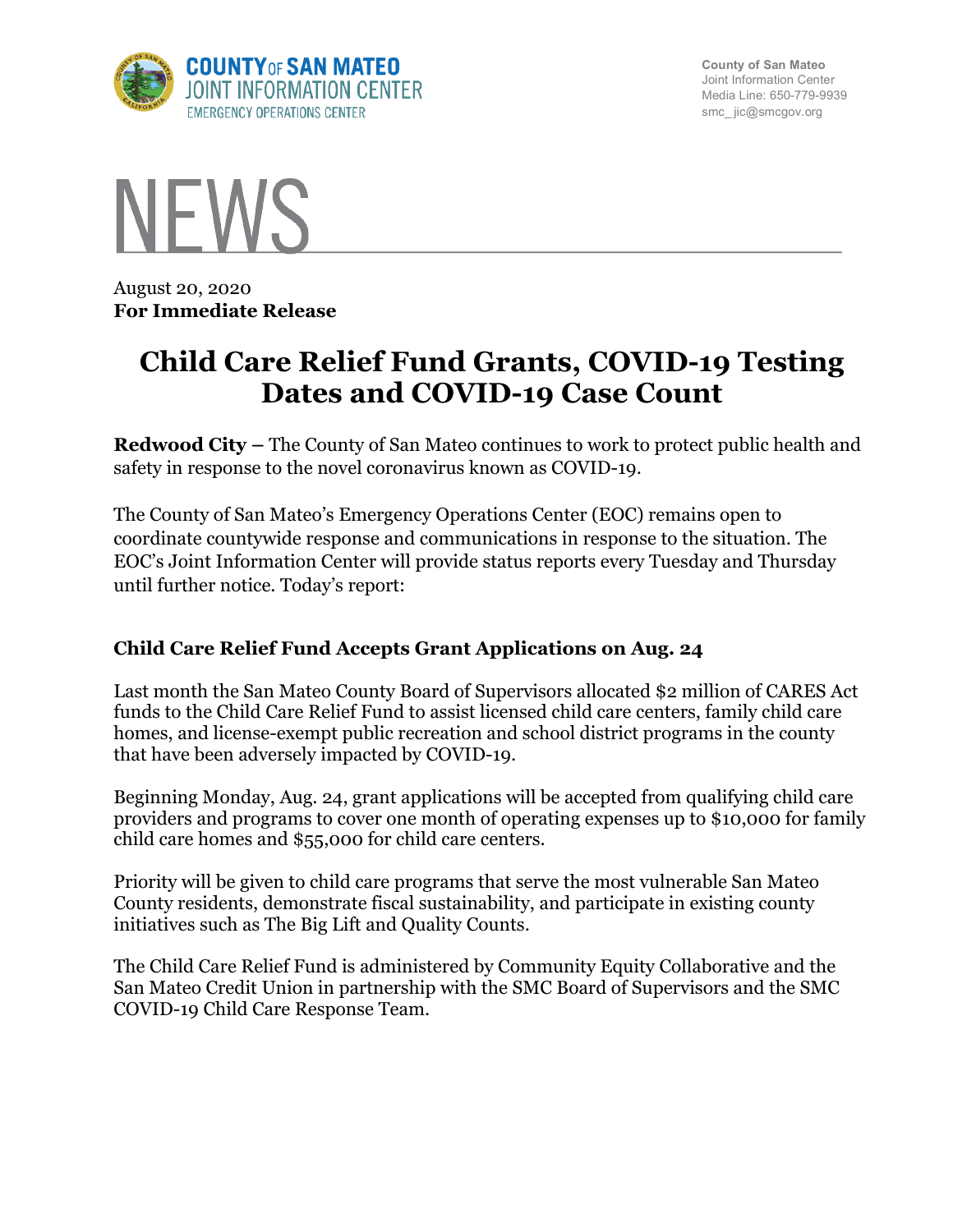COUNTY OF SAN MATEO
JOINT INFORMATION CENTER
EMERGENCY OPERATIONS CENTER

County of San Mateo
Joint Information Center
Media Line: 650-779-9939
smc_ jic@smcgov.org

# NEWS

August 20, 2020
**For Immediate Release**

# Child Care Relief Fund Grants, COVID-19 Testing Dates and COVID-19 Case Count

**Redwood City** – The County of San Mateo continues to work to protect public health and safety in response to the novel coronavirus known as COVID-19.

The County of San Mateo's Emergency Operations Center (EOC) remains open to coordinate countywide response and communications in response to the situation. The EOC's Joint Information Center will provide status reports every Tuesday and Thursday until further notice. Today's report:

## Child Care Relief Fund Accepts Grant Applications on Aug. 24

Last month the San Mateo County Board of Supervisors allocated $2 million of CARES Act funds to the Child Care Relief Fund to assist licensed child care centers, family child care homes, and license-exempt public recreation and school district programs in the county that have been adversely impacted by COVID-19.

Beginning Monday, Aug. 24, grant applications will be accepted from qualifying child care providers and programs to cover one month of operating expenses up to $10,000 for family child care homes and $55,000 for child care centers.

Priority will be given to child care programs that serve the most vulnerable San Mateo County residents, demonstrate fiscal sustainability, and participate in existing county initiatives such as The Big Lift and Quality Counts.

The Child Care Relief Fund is administered by Community Equity Collaborative and the San Mateo Credit Union in partnership with the SMC Board of Supervisors and the SMC COVID-19 Child Care Response Team.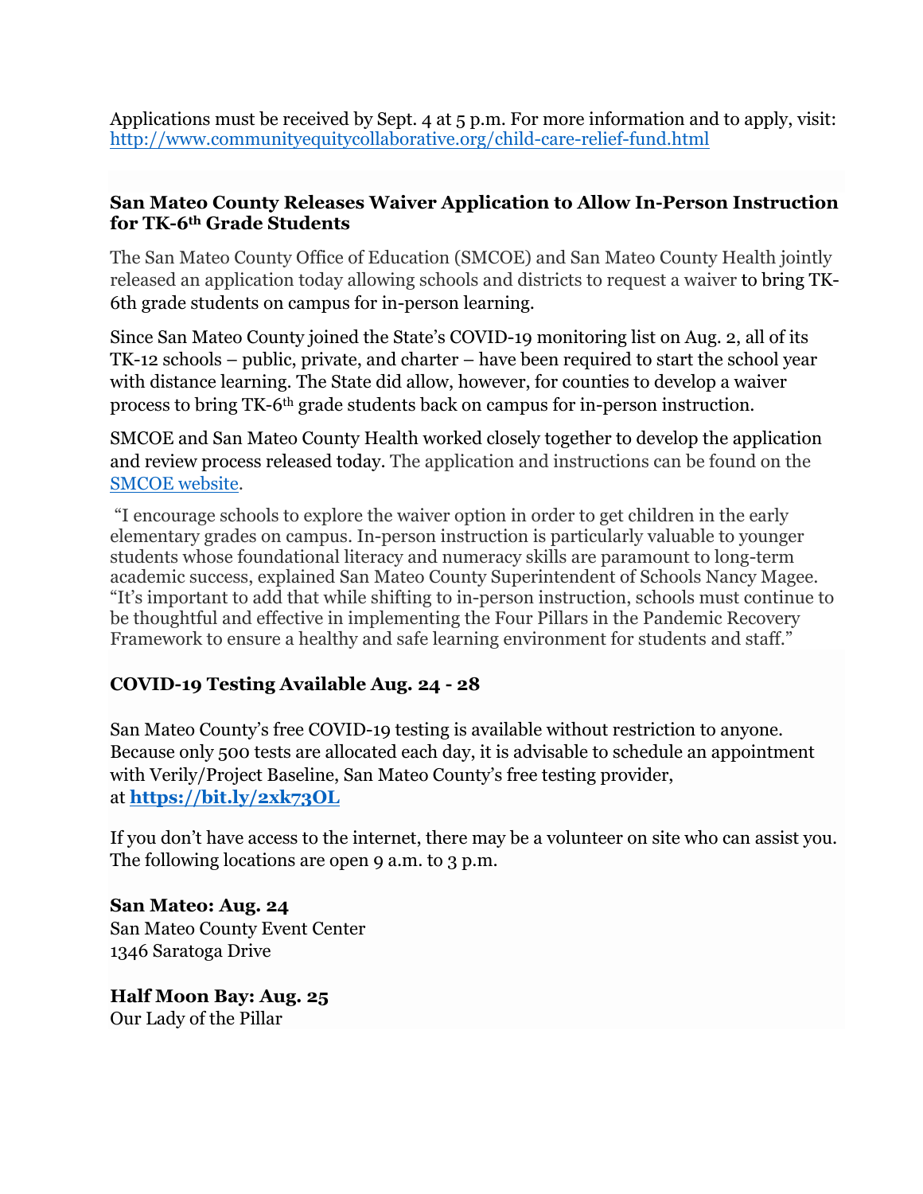Applications must be received by Sept. 4 at 5 p.m. For more information and to apply, visit: http://www.communityequitycollaborative.org/child-care-relief-fund.html

### San Mateo County Releases Waiver Application to Allow In-Person Instruction for TK-6th Grade Students

The San Mateo County Office of Education (SMCOE) and San Mateo County Health jointly released an application today allowing schools and districts to request a waiver to bring TK-6th grade students on campus for in-person learning.

Since San Mateo County joined the State's COVID-19 monitoring list on Aug. 2, all of its TK-12 schools – public, private, and charter – have been required to start the school year with distance learning. The State did allow, however, for counties to develop a waiver process to bring TK-6th grade students back on campus for in-person instruction.

SMCOE and San Mateo County Health worked closely together to develop the application and review process released today. The application and instructions can be found on the SMCOE website.

"I encourage schools to explore the waiver option in order to get children in the early elementary grades on campus. In-person instruction is particularly valuable to younger students whose foundational literacy and numeracy skills are paramount to long-term academic success, explained San Mateo County Superintendent of Schools Nancy Magee. "It's important to add that while shifting to in-person instruction, schools must continue to be thoughtful and effective in implementing the Four Pillars in the Pandemic Recovery Framework to ensure a healthy and safe learning environment for students and staff."

### COVID-19 Testing Available Aug. 24 - 28

San Mateo County's free COVID-19 testing is available without restriction to anyone. Because only 500 tests are allocated each day, it is advisable to schedule an appointment with Verily/Project Baseline, San Mateo County's free testing provider, at **https://bit.ly/2xk73OL**

If you don't have access to the internet, there may be a volunteer on site who can assist you. The following locations are open 9 a.m. to 3 p.m.

**San Mateo: Aug. 24**
San Mateo County Event Center
1346 Saratoga Drive

**Half Moon Bay: Aug. 25**
Our Lady of the Pillar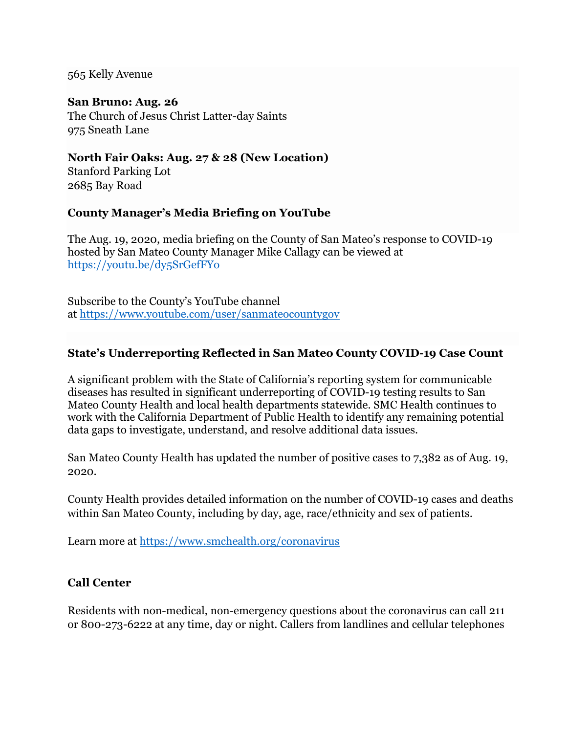565 Kelly Avenue

**San Bruno: Aug. 26**
The Church of Jesus Christ Latter-day Saints
975 Sneath Lane

**North Fair Oaks: Aug. 27 & 28 (New Location)**
Stanford Parking Lot
2685 Bay Road

## County Manager's Media Briefing on YouTube

The Aug. 19, 2020, media briefing on the County of San Mateo's response to COVID-19 hosted by San Mateo County Manager Mike Callagy can be viewed at https://youtu.be/dy5SrGefFYo

Subscribe to the County's YouTube channel at https://www.youtube.com/user/sanmateocountygov

## State's Underreporting Reflected in San Mateo County COVID-19 Case Count

A significant problem with the State of California's reporting system for communicable diseases has resulted in significant underreporting of COVID-19 testing results to San Mateo County Health and local health departments statewide. SMC Health continues to work with the California Department of Public Health to identify any remaining potential data gaps to investigate, understand, and resolve additional data issues.

San Mateo County Health has updated the number of positive cases to 7,382 as of Aug. 19, 2020.

County Health provides detailed information on the number of COVID-19 cases and deaths within San Mateo County, including by day, age, race/ethnicity and sex of patients.

Learn more at https://www.smchealth.org/coronavirus

## Call Center

Residents with non-medical, non-emergency questions about the coronavirus can call 211 or 800-273-6222 at any time, day or night. Callers from landlines and cellular telephones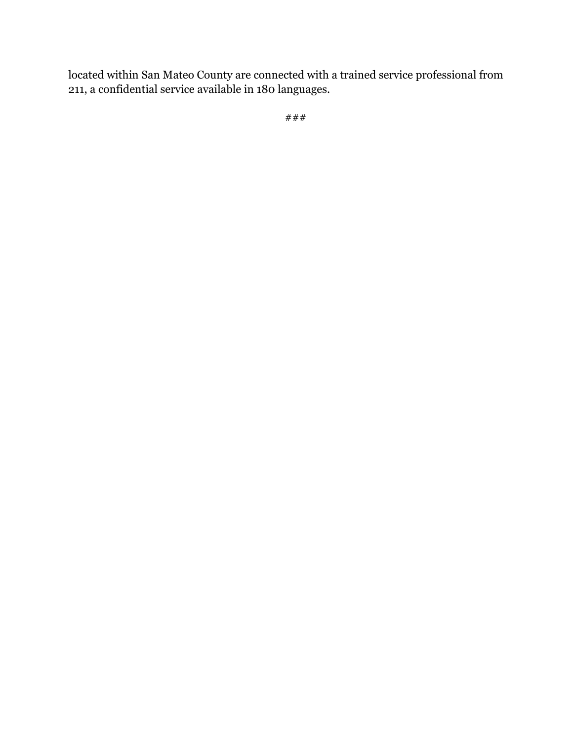located within San Mateo County are connected with a trained service professional from 211, a confidential service available in 180 languages.

###